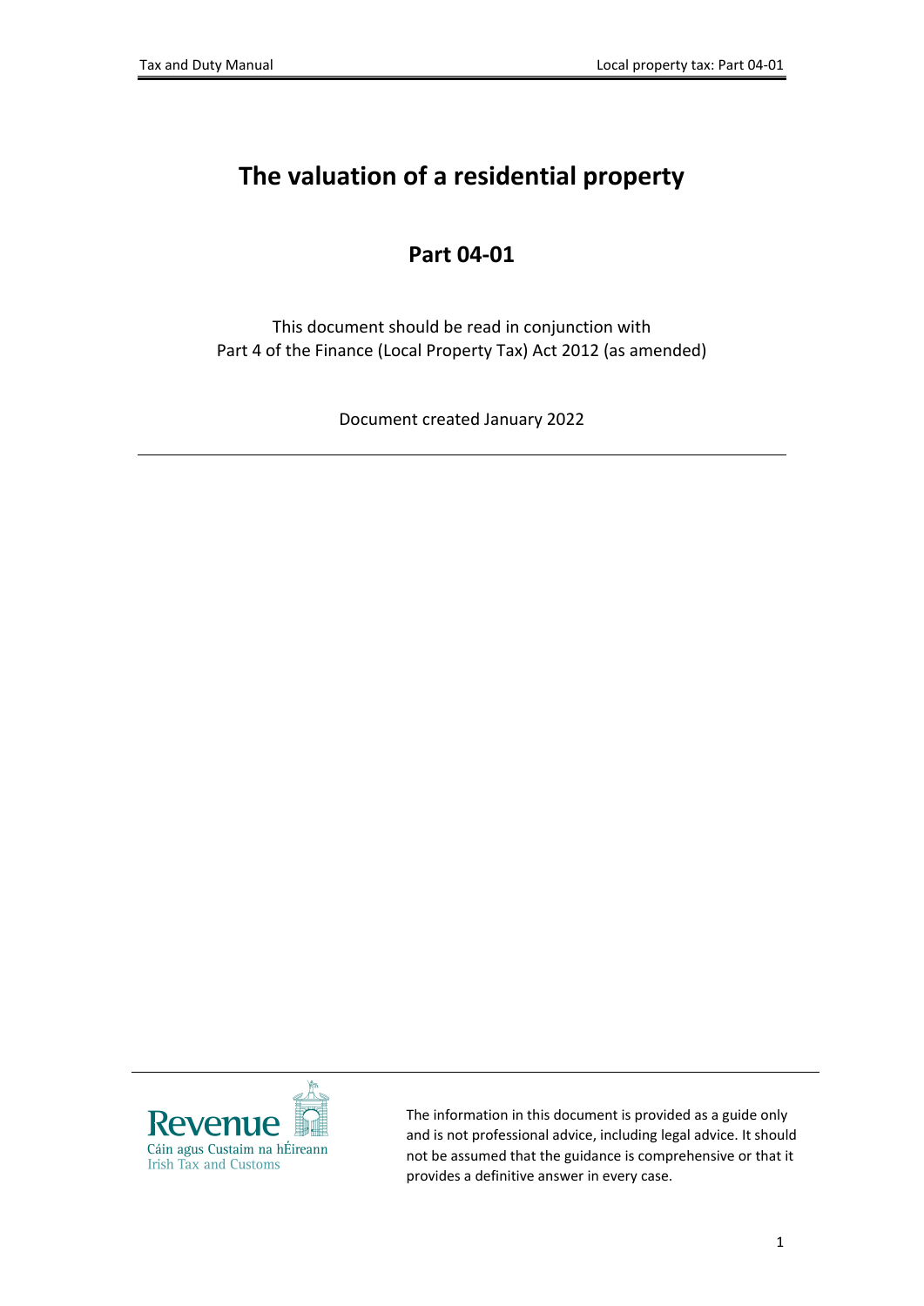# The valuation of a residential property

## Part 04-01

This document should be read in conjunction with
Part 4 of the Finance (Local Property Tax) Act 2012 (as amended)

Document created January 2022

---

Revenue
Cáin agus Custaim na hÉireann
Irish Tax and Customs

The information in this document is provided as a guide only and is not professional advice, including legal advice. It should not be assumed that the guidance is comprehensive or that it provides a definitive answer in every case.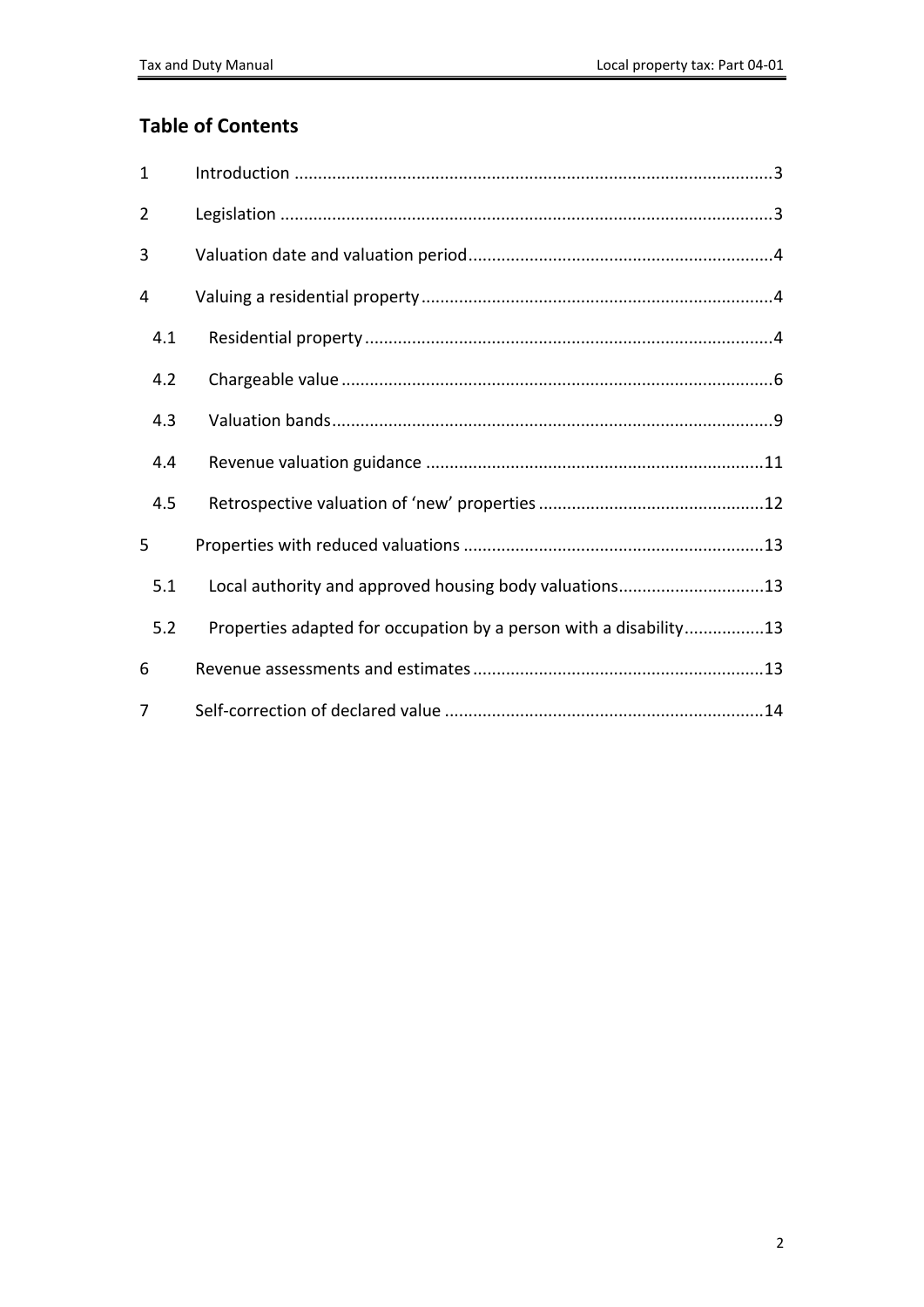## Table of Contents

1 Introduction ....................................................................................................3

2 Legislation .......................................................................................................3

3 Valuation date and valuation period................................................................4

4 Valuing a residential property..........................................................................4

4.1 Residential property......................................................................................4

4.2 Chargeable value...........................................................................................6

4.3 Valuation bands.............................................................................................9

4.4 Revenue valuation guidance .......................................................................11

4.5 Retrospective valuation of 'new' properties ................................................12

5 Properties with reduced valuations ...............................................................13

5.1 Local authority and approved housing body valuations..............................13

5.2 Properties adapted for occupation by a person with a disability................13

6 Revenue assessments and estimates.............................................................13

7 Self-correction of declared value ...................................................................14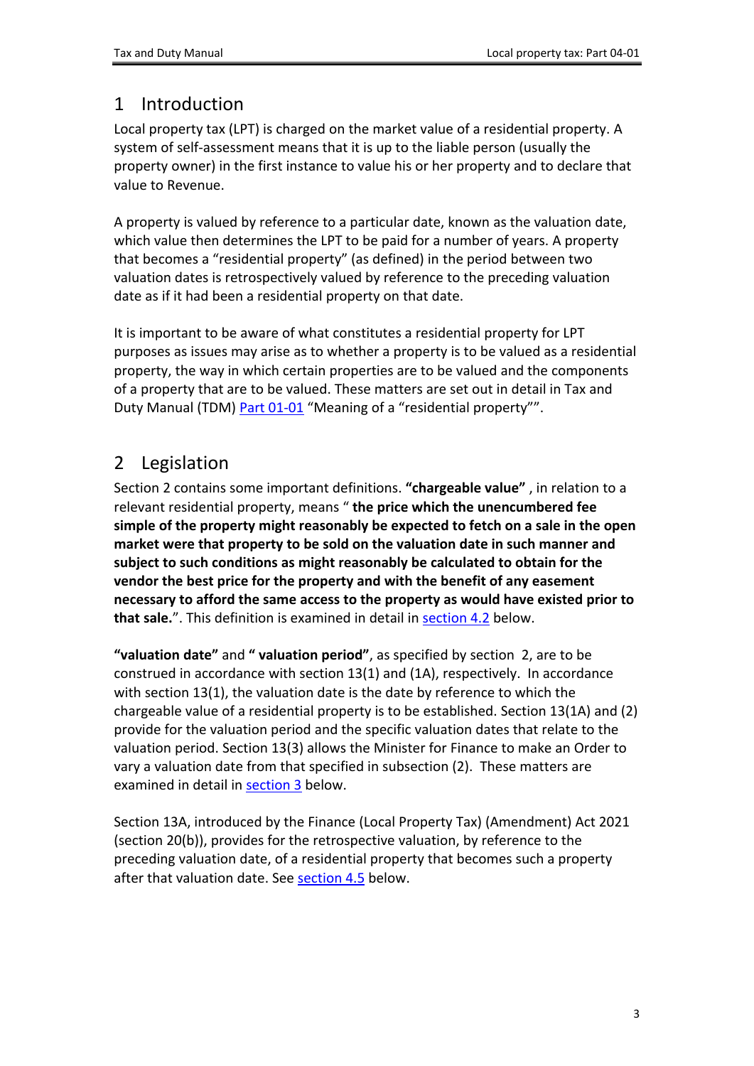# 1 Introduction

Local property tax (LPT) is charged on the market value of a residential property. A system of self-assessment means that it is up to the liable person (usually the property owner) in the first instance to value his or her property and to declare that value to Revenue.

A property is valued by reference to a particular date, known as the valuation date, which value then determines the LPT to be paid for a number of years. A property that becomes a "residential property" (as defined) in the period between two valuation dates is retrospectively valued by reference to the preceding valuation date as if it had been a residential property on that date.

It is important to be aware of what constitutes a residential property for LPT purposes as issues may arise as to whether a property is to be valued as a residential property, the way in which certain properties are to be valued and the components of a property that are to be valued. These matters are set out in detail in Tax and Duty Manual (TDM) Part 01-01 "Meaning of a "residential property"".

# 2 Legislation

Section 2 contains some important definitions. **"chargeable value"** , in relation to a relevant residential property, means " **the price which the unencumbered fee simple of the property might reasonably be expected to fetch on a sale in the open market were that property to be sold on the valuation date in such manner and subject to such conditions as might reasonably be calculated to obtain for the vendor the best price for the property and with the benefit of any easement necessary to afford the same access to the property as would have existed prior to that sale.**". This definition is examined in detail in section 4.2 below.

**"valuation date"** and **" valuation period"**, as specified by section 2, are to be construed in accordance with section 13(1) and (1A), respectively. In accordance with section 13(1), the valuation date is the date by reference to which the chargeable value of a residential property is to be established. Section 13(1A) and (2) provide for the valuation period and the specific valuation dates that relate to the valuation period. Section 13(3) allows the Minister for Finance to make an Order to vary a valuation date from that specified in subsection (2). These matters are examined in detail in section 3 below.

Section 13A, introduced by the Finance (Local Property Tax) (Amendment) Act 2021 (section 20(b)), provides for the retrospective valuation, by reference to the preceding valuation date, of a residential property that becomes such a property after that valuation date. See section 4.5 below.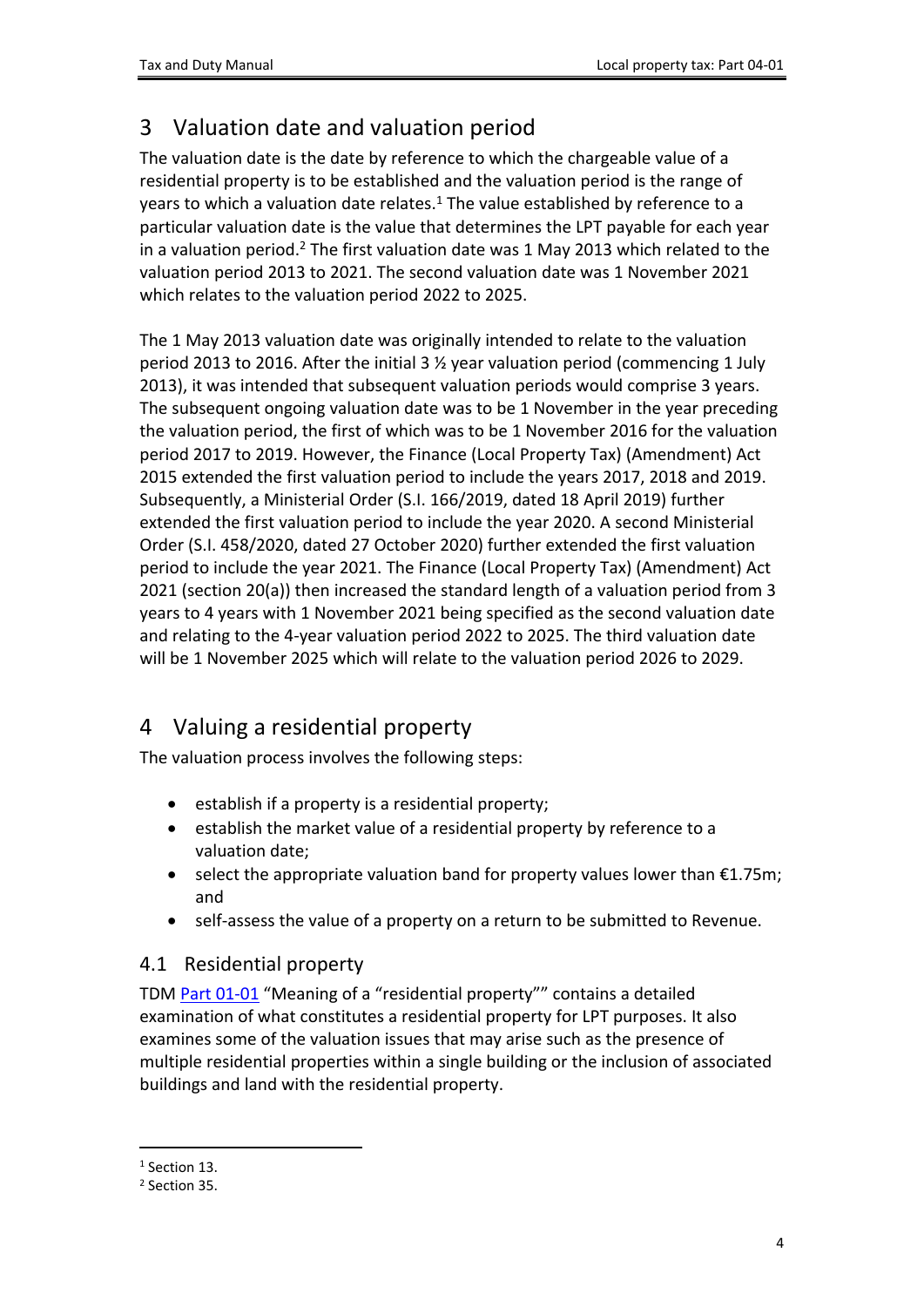## 3 Valuation date and valuation period

The valuation date is the date by reference to which the chargeable value of a residential property is to be established and the valuation period is the range of years to which a valuation date relates.[1] The value established by reference to a particular valuation date is the value that determines the LPT payable for each year in a valuation period.[2] The first valuation date was 1 May 2013 which related to the valuation period 2013 to 2021. The second valuation date was 1 November 2021 which relates to the valuation period 2022 to 2025.

The 1 May 2013 valuation date was originally intended to relate to the valuation period 2013 to 2016. After the initial 3 ½ year valuation period (commencing 1 July 2013), it was intended that subsequent valuation periods would comprise 3 years. The subsequent ongoing valuation date was to be 1 November in the year preceding the valuation period, the first of which was to be 1 November 2016 for the valuation period 2017 to 2019. However, the Finance (Local Property Tax) (Amendment) Act 2015 extended the first valuation period to include the years 2017, 2018 and 2019. Subsequently, a Ministerial Order (S.I. 166/2019, dated 18 April 2019) further extended the first valuation period to include the year 2020. A second Ministerial Order (S.I. 458/2020, dated 27 October 2020) further extended the first valuation period to include the year 2021. The Finance (Local Property Tax) (Amendment) Act 2021 (section 20(a)) then increased the standard length of a valuation period from 3 years to 4 years with 1 November 2021 being specified as the second valuation date and relating to the 4-year valuation period 2022 to 2025. The third valuation date will be 1 November 2025 which will relate to the valuation period 2026 to 2029.

## 4 Valuing a residential property

The valuation process involves the following steps:

- establish if a property is a residential property;
- establish the market value of a residential property by reference to a valuation date;
- select the appropriate valuation band for property values lower than €1.75m; and
- self-assess the value of a property on a return to be submitted to Revenue.

### 4.1 Residential property

TDM Part 01-01 "Meaning of a "residential property"" contains a detailed examination of what constitutes a residential property for LPT purposes. It also examines some of the valuation issues that may arise such as the presence of multiple residential properties within a single building or the inclusion of associated buildings and land with the residential property.

---

[1] Section 13.

[2] Section 35.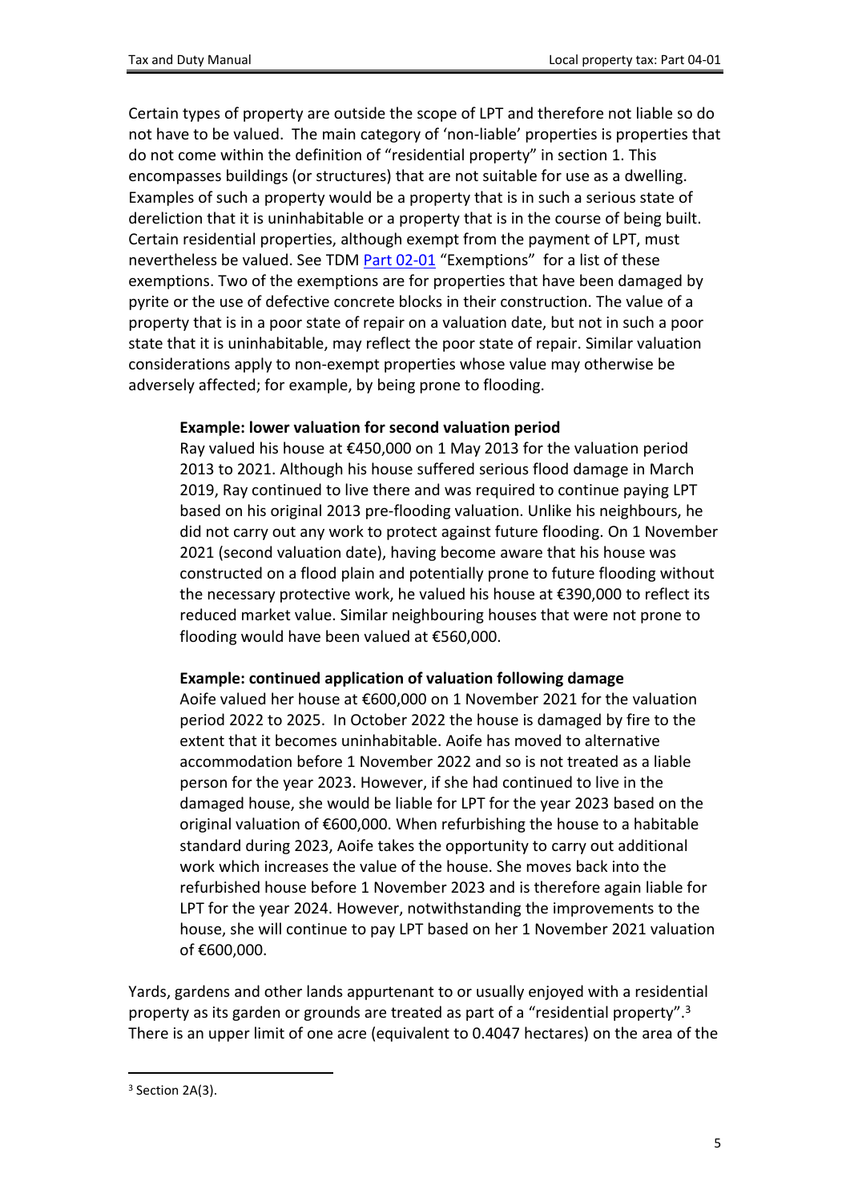Certain types of property are outside the scope of LPT and therefore not liable so do not have to be valued. The main category of 'non-liable' properties is properties that do not come within the definition of "residential property" in section 1. This encompasses buildings (or structures) that are not suitable for use as a dwelling. Examples of such a property would be a property that is in such a serious state of dereliction that it is uninhabitable or a property that is in the course of being built. Certain residential properties, although exempt from the payment of LPT, must nevertheless be valued. See TDM Part 02-01 "Exemptions" for a list of these exemptions. Two of the exemptions are for properties that have been damaged by pyrite or the use of defective concrete blocks in their construction. The value of a property that is in a poor state of repair on a valuation date, but not in such a poor state that it is uninhabitable, may reflect the poor state of repair. Similar valuation considerations apply to non-exempt properties whose value may otherwise be adversely affected; for example, by being prone to flooding.

> **Example: lower valuation for second valuation period**
>
> Ray valued his house at €450,000 on 1 May 2013 for the valuation period 2013 to 2021. Although his house suffered serious flood damage in March 2019, Ray continued to live there and was required to continue paying LPT based on his original 2013 pre-flooding valuation. Unlike his neighbours, he did not carry out any work to protect against future flooding. On 1 November 2021 (second valuation date), having become aware that his house was constructed on a flood plain and potentially prone to future flooding without the necessary protective work, he valued his house at €390,000 to reflect its reduced market value. Similar neighbouring houses that were not prone to flooding would have been valued at €560,000.

> **Example: continued application of valuation following damage**
>
> Aoife valued her house at €600,000 on 1 November 2021 for the valuation period 2022 to 2025. In October 2022 the house is damaged by fire to the extent that it becomes uninhabitable. Aoife has moved to alternative accommodation before 1 November 2022 and so is not treated as a liable person for the year 2023. However, if she had continued to live in the damaged house, she would be liable for LPT for the year 2023 based on the original valuation of €600,000. When refurbishing the house to a habitable standard during 2023, Aoife takes the opportunity to carry out additional work which increases the value of the house. She moves back into the refurbished house before 1 November 2023 and is therefore again liable for LPT for the year 2024. However, notwithstanding the improvements to the house, she will continue to pay LPT based on her 1 November 2021 valuation of €600,000.

Yards, gardens and other lands appurtenant to or usually enjoyed with a residential property as its garden or grounds are treated as part of a "residential property".[3] There is an upper limit of one acre (equivalent to 0.4047 hectares) on the area of the

---

[3] Section 2A(3).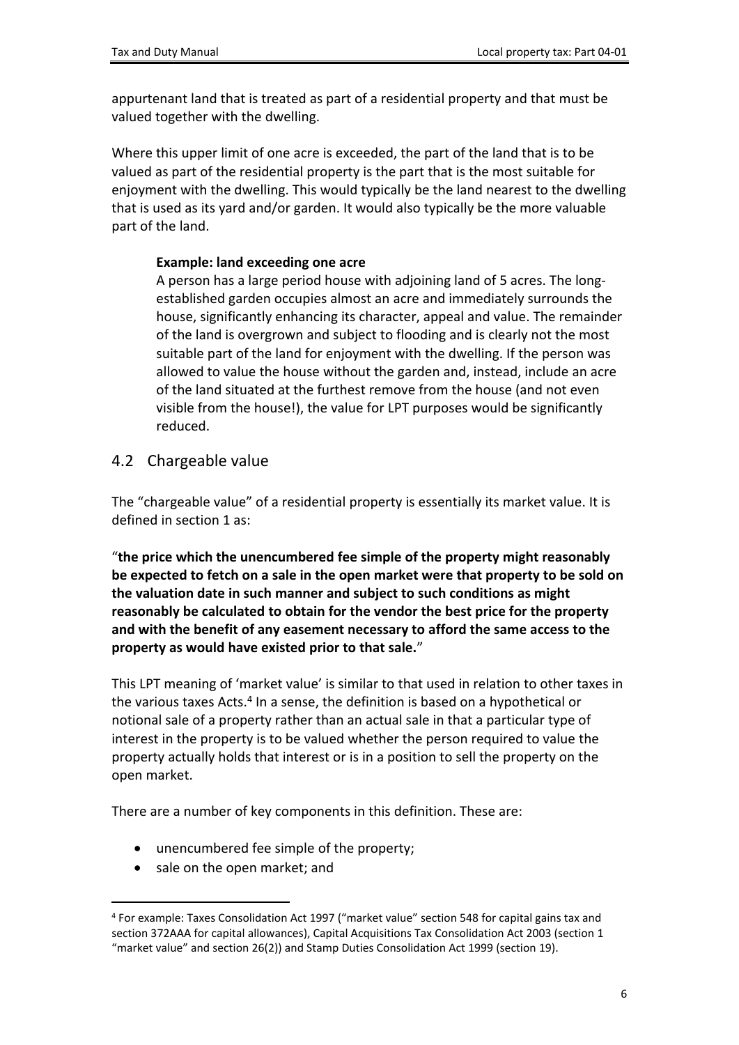appurtenant land that is treated as part of a residential property and that must be valued together with the dwelling.

Where this upper limit of one acre is exceeded, the part of the land that is to be valued as part of the residential property is the part that is the most suitable for enjoyment with the dwelling. This would typically be the land nearest to the dwelling that is used as its yard and/or garden. It would also typically be the more valuable part of the land.

> **Example: land exceeding one acre**
>
> A person has a large period house with adjoining land of 5 acres. The long-established garden occupies almost an acre and immediately surrounds the house, significantly enhancing its character, appeal and value. The remainder of the land is overgrown and subject to flooding and is clearly not the most suitable part of the land for enjoyment with the dwelling. If the person was allowed to value the house without the garden and, instead, include an acre of the land situated at the furthest remove from the house (and not even visible from the house!), the value for LPT purposes would be significantly reduced.

## 4.2 Chargeable value

The "chargeable value" of a residential property is essentially its market value. It is defined in section 1 as:

"**the price which the unencumbered fee simple of the property might reasonably be expected to fetch on a sale in the open market were that property to be sold on the valuation date in such manner and subject to such conditions as might reasonably be calculated to obtain for the vendor the best price for the property and with the benefit of any easement necessary to afford the same access to the property as would have existed prior to that sale.**"

This LPT meaning of 'market value' is similar to that used in relation to other taxes in the various taxes Acts.[4] In a sense, the definition is based on a hypothetical or notional sale of a property rather than an actual sale in that a particular type of interest in the property is to be valued whether the person required to value the property actually holds that interest or is in a position to sell the property on the open market.

There are a number of key components in this definition. These are:

- unencumbered fee simple of the property;
- sale on the open market; and

[4] For example: Taxes Consolidation Act 1997 ("market value" section 548 for capital gains tax and section 372AAA for capital allowances), Capital Acquisitions Tax Consolidation Act 2003 (section 1 "market value" and section 26(2)) and Stamp Duties Consolidation Act 1999 (section 19).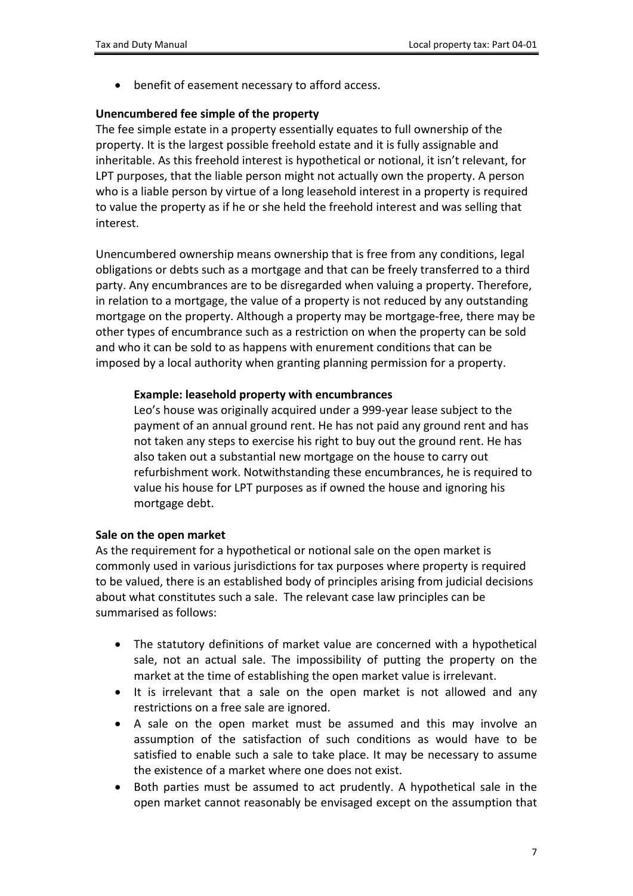- benefit of easement necessary to afford access.

**Unencumbered fee simple of the property**

The fee simple estate in a property essentially equates to full ownership of the property. It is the largest possible freehold estate and it is fully assignable and inheritable. As this freehold interest is hypothetical or notional, it isn't relevant, for LPT purposes, that the liable person might not actually own the property. A person who is a liable person by virtue of a long leasehold interest in a property is required to value the property as if he or she held the freehold interest and was selling that interest.

Unencumbered ownership means ownership that is free from any conditions, legal obligations or debts such as a mortgage and that can be freely transferred to a third party. Any encumbrances are to be disregarded when valuing a property. Therefore, in relation to a mortgage, the value of a property is not reduced by any outstanding mortgage on the property. Although a property may be mortgage-free, there may be other types of encumbrance such as a restriction on when the property can be sold and who it can be sold to as happens with enurement conditions that can be imposed by a local authority when granting planning permission for a property.

> **Example: leasehold property with encumbrances**
>
> Leo's house was originally acquired under a 999-year lease subject to the payment of an annual ground rent. He has not paid any ground rent and has not taken any steps to exercise his right to buy out the ground rent. He has also taken out a substantial new mortgage on the house to carry out refurbishment work. Notwithstanding these encumbrances, he is required to value his house for LPT purposes as if owned the house and ignoring his mortgage debt.

**Sale on the open market**

As the requirement for a hypothetical or notional sale on the open market is commonly used in various jurisdictions for tax purposes where property is required to be valued, there is an established body of principles arising from judicial decisions about what constitutes such a sale. The relevant case law principles can be summarised as follows:

- The statutory definitions of market value are concerned with a hypothetical sale, not an actual sale. The impossibility of putting the property on the market at the time of establishing the open market value is irrelevant.
- It is irrelevant that a sale on the open market is not allowed and any restrictions on a free sale are ignored.
- A sale on the open market must be assumed and this may involve an assumption of the satisfaction of such conditions as would have to be satisfied to enable such a sale to take place. It may be necessary to assume the existence of a market where one does not exist.
- Both parties must be assumed to act prudently. A hypothetical sale in the open market cannot reasonably be envisaged except on the assumption that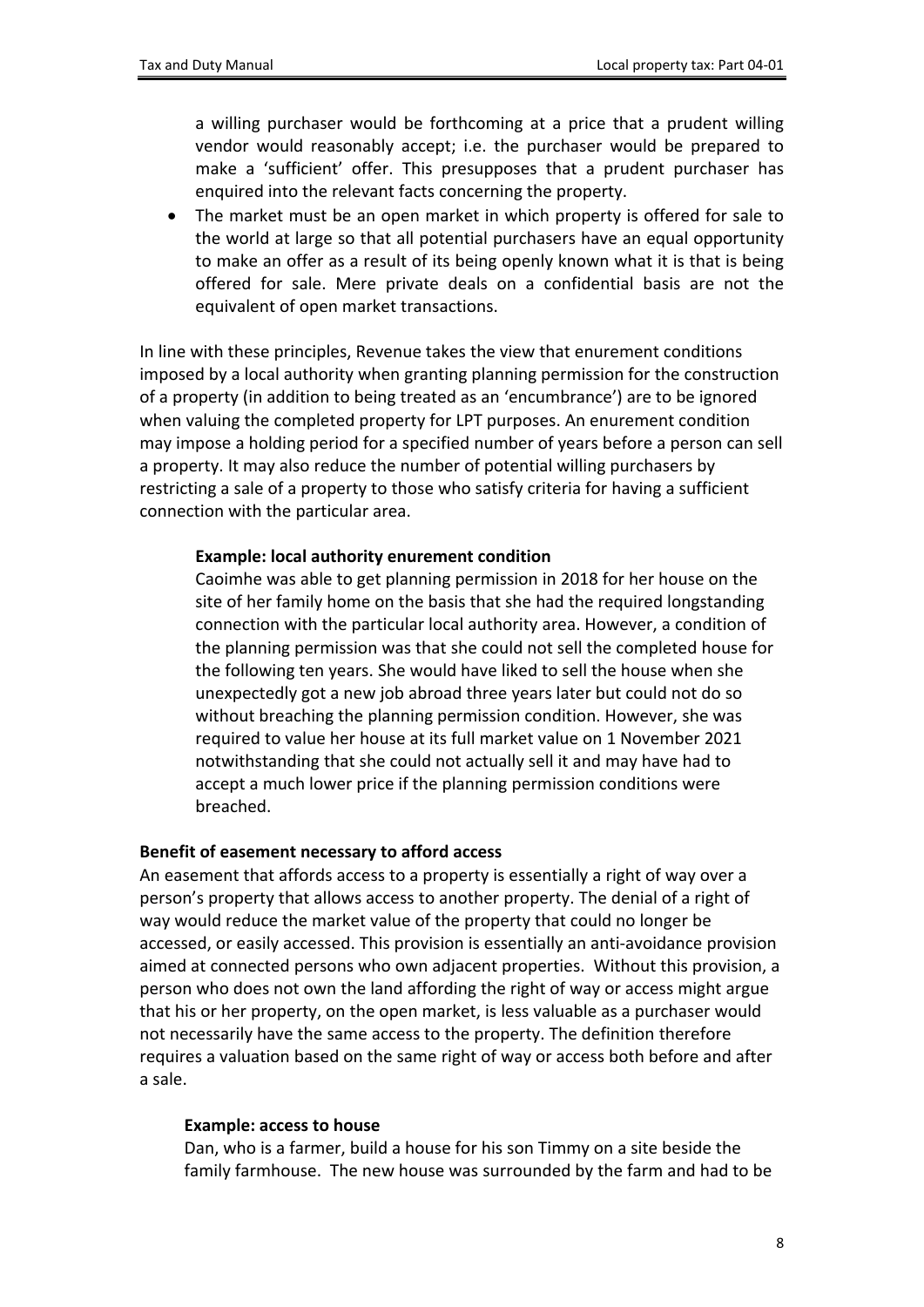a willing purchaser would be forthcoming at a price that a prudent willing vendor would reasonably accept; i.e. the purchaser would be prepared to make a 'sufficient' offer. This presupposes that a prudent purchaser has enquired into the relevant facts concerning the property.

- The market must be an open market in which property is offered for sale to the world at large so that all potential purchasers have an equal opportunity to make an offer as a result of its being openly known what it is that is being offered for sale. Mere private deals on a confidential basis are not the equivalent of open market transactions.

In line with these principles, Revenue takes the view that enurement conditions imposed by a local authority when granting planning permission for the construction of a property (in addition to being treated as an 'encumbrance') are to be ignored when valuing the completed property for LPT purposes. An enurement condition may impose a holding period for a specified number of years before a person can sell a property. It may also reduce the number of potential willing purchasers by restricting a sale of a property to those who satisfy criteria for having a sufficient connection with the particular area.

**Example: local authority enurement condition**

Caoimhe was able to get planning permission in 2018 for her house on the site of her family home on the basis that she had the required longstanding connection with the particular local authority area. However, a condition of the planning permission was that she could not sell the completed house for the following ten years. She would have liked to sell the house when she unexpectedly got a new job abroad three years later but could not do so without breaching the planning permission condition. However, she was required to value her house at its full market value on 1 November 2021 notwithstanding that she could not actually sell it and may have had to accept a much lower price if the planning permission conditions were breached.

### Benefit of easement necessary to afford access

An easement that affords access to a property is essentially a right of way over a person's property that allows access to another property. The denial of a right of way would reduce the market value of the property that could no longer be accessed, or easily accessed. This provision is essentially an anti-avoidance provision aimed at connected persons who own adjacent properties. Without this provision, a person who does not own the land affording the right of way or access might argue that his or her property, on the open market, is less valuable as a purchaser would not necessarily have the same access to the property. The definition therefore requires a valuation based on the same right of way or access both before and after a sale.

**Example: access to house**

Dan, who is a farmer, build a house for his son Timmy on a site beside the family farmhouse. The new house was surrounded by the farm and had to be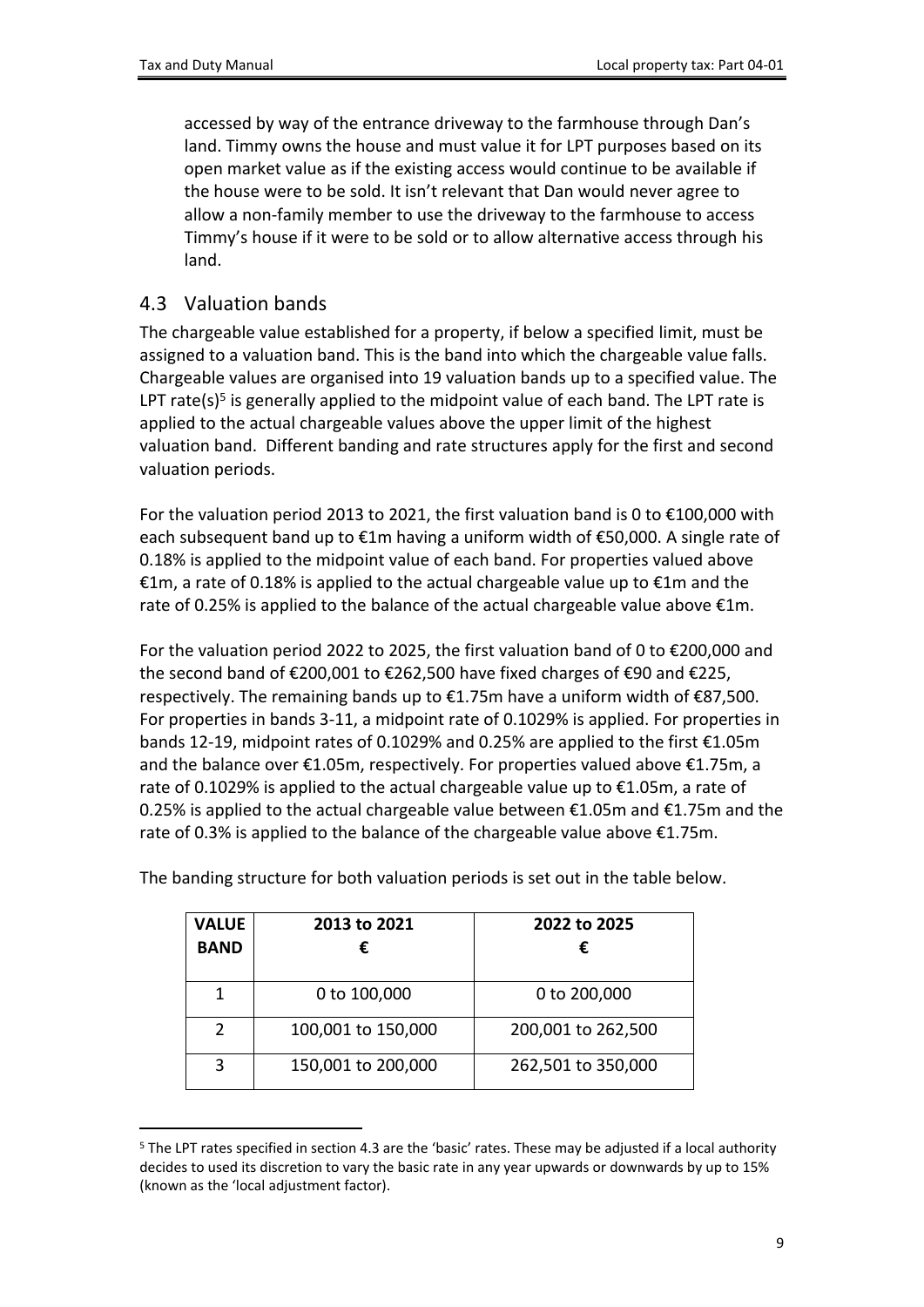accessed by way of the entrance driveway to the farmhouse through Dan's land. Timmy owns the house and must value it for LPT purposes based on its open market value as if the existing access would continue to be available if the house were to be sold. It isn't relevant that Dan would never agree to allow a non-family member to use the driveway to the farmhouse to access Timmy's house if it were to be sold or to allow alternative access through his land.

## 4.3 Valuation bands

The chargeable value established for a property, if below a specified limit, must be assigned to a valuation band. This is the band into which the chargeable value falls. Chargeable values are organised into 19 valuation bands up to a specified value. The LPT rate(s)[5] is generally applied to the midpoint value of each band. The LPT rate is applied to the actual chargeable values above the upper limit of the highest valuation band. Different banding and rate structures apply for the first and second valuation periods.

For the valuation period 2013 to 2021, the first valuation band is 0 to €100,000 with each subsequent band up to €1m having a uniform width of €50,000. A single rate of 0.18% is applied to the midpoint value of each band. For properties valued above €1m, a rate of 0.18% is applied to the actual chargeable value up to €1m and the rate of 0.25% is applied to the balance of the actual chargeable value above €1m.

For the valuation period 2022 to 2025, the first valuation band of 0 to €200,000 and the second band of €200,001 to €262,500 have fixed charges of €90 and €225, respectively. The remaining bands up to €1.75m have a uniform width of €87,500. For properties in bands 3-11, a midpoint rate of 0.1029% is applied. For properties in bands 12-19, midpoint rates of 0.1029% and 0.25% are applied to the first €1.05m and the balance over €1.05m, respectively. For properties valued above €1.75m, a rate of 0.1029% is applied to the actual chargeable value up to €1.05m, a rate of 0.25% is applied to the actual chargeable value between €1.05m and €1.75m and the rate of 0.3% is applied to the balance of the chargeable value above €1.75m.

The banding structure for both valuation periods is set out in the table below.

| VALUE BAND | 2013 to 2021 € | 2022 to 2025 € |
|---|---|---|
| 1 | 0 to 100,000 | 0 to 200,000 |
| 2 | 100,001 to 150,000 | 200,001 to 262,500 |
| 3 | 150,001 to 200,000 | 262,501 to 350,000 |

[5] The LPT rates specified in section 4.3 are the 'basic' rates. These may be adjusted if a local authority decides to used its discretion to vary the basic rate in any year upwards or downwards by up to 15% (known as the 'local adjustment factor).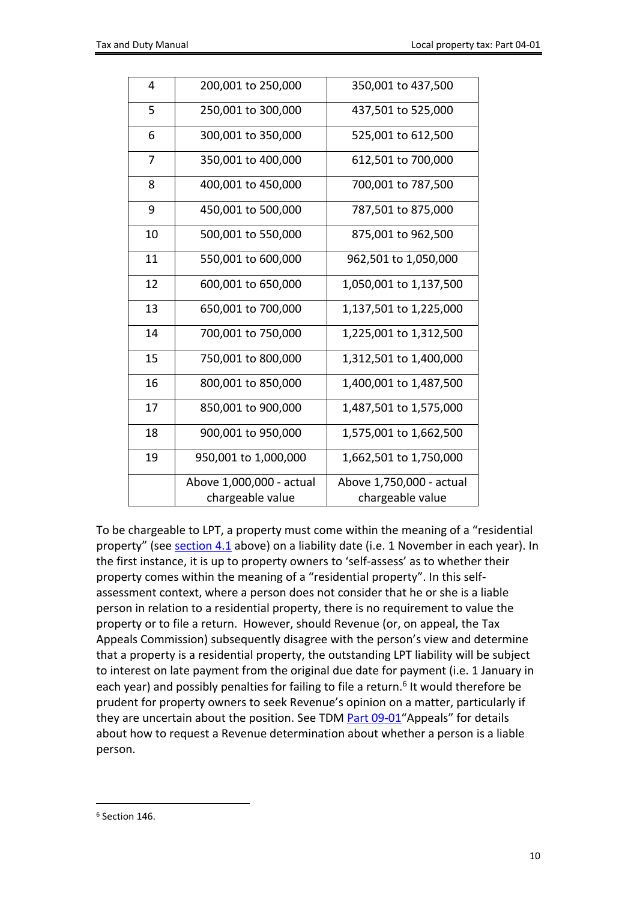| 4 | 200,001 to 250,000 | 350,001 to 437,500 |
|---|---|---|
| 5 | 250,001 to 300,000 | 437,501 to 525,000 |
| 6 | 300,001 to 350,000 | 525,001 to 612,500 |
| 7 | 350,001 to 400,000 | 612,501 to 700,000 |
| 8 | 400,001 to 450,000 | 700,001 to 787,500 |
| 9 | 450,001 to 500,000 | 787,501 to 875,000 |
| 10 | 500,001 to 550,000 | 875,001 to 962,500 |
| 11 | 550,001 to 600,000 | 962,501 to 1,050,000 |
| 12 | 600,001 to 650,000 | 1,050,001 to 1,137,500 |
| 13 | 650,001 to 700,000 | 1,137,501 to 1,225,000 |
| 14 | 700,001 to 750,000 | 1,225,001 to 1,312,500 |
| 15 | 750,001 to 800,000 | 1,312,501 to 1,400,000 |
| 16 | 800,001 to 850,000 | 1,400,001 to 1,487,500 |
| 17 | 850,001 to 900,000 | 1,487,501 to 1,575,000 |
| 18 | 900,001 to 950,000 | 1,575,001 to 1,662,500 |
| 19 | 950,001 to 1,000,000 | 1,662,501 to 1,750,000 |
| | Above 1,000,000 - actual chargeable value | Above 1,750,000 - actual chargeable value |

To be chargeable to LPT, a property must come within the meaning of a "residential property" (see section 4.1 above) on a liability date (i.e. 1 November in each year). In the first instance, it is up to property owners to 'self-assess' as to whether their property comes within the meaning of a "residential property". In this self-assessment context, where a person does not consider that he or she is a liable person in relation to a residential property, there is no requirement to value the property or to file a return. However, should Revenue (or, on appeal, the Tax Appeals Commission) subsequently disagree with the person's view and determine that a property is a residential property, the outstanding LPT liability will be subject to interest on late payment from the original due date for payment (i.e. 1 January in each year) and possibly penalties for failing to file a return.[6] It would therefore be prudent for property owners to seek Revenue's opinion on a matter, particularly if they are uncertain about the position. See TDM Part 09-01"Appeals" for details about how to request a Revenue determination about whether a person is a liable person.

[6] Section 146.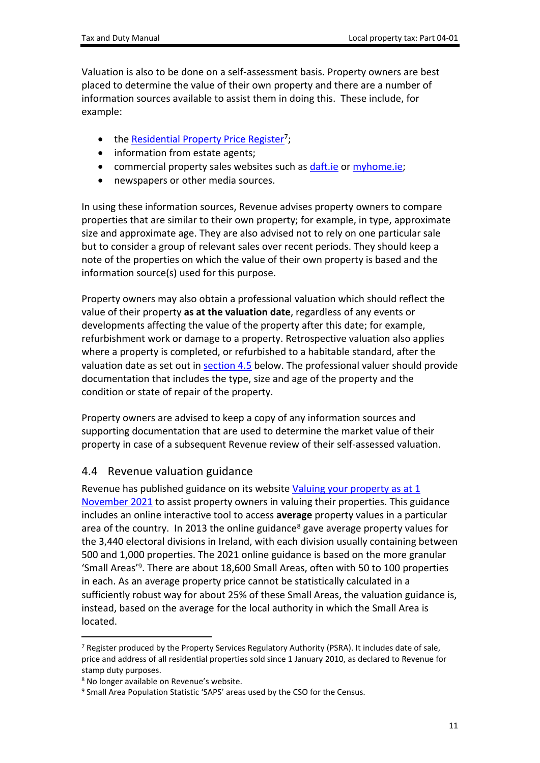Valuation is also to be done on a self-assessment basis. Property owners are best placed to determine the value of their own property and there are a number of information sources available to assist them in doing this. These include, for example:

- the Residential Property Price Register[7];
- information from estate agents;
- commercial property sales websites such as daft.ie or myhome.ie;
- newspapers or other media sources.

In using these information sources, Revenue advises property owners to compare properties that are similar to their own property; for example, in type, approximate size and approximate age. They are also advised not to rely on one particular sale but to consider a group of relevant sales over recent periods. They should keep a note of the properties on which the value of their own property is based and the information source(s) used for this purpose.

Property owners may also obtain a professional valuation which should reflect the value of their property **as at the valuation date**, regardless of any events or developments affecting the value of the property after this date; for example, refurbishment work or damage to a property. Retrospective valuation also applies where a property is completed, or refurbished to a habitable standard, after the valuation date as set out in section 4.5 below. The professional valuer should provide documentation that includes the type, size and age of the property and the condition or state of repair of the property.

Property owners are advised to keep a copy of any information sources and supporting documentation that are used to determine the market value of their property in case of a subsequent Revenue review of their self-assessed valuation.

## 4.4 Revenue valuation guidance

Revenue has published guidance on its website Valuing your property as at 1 November 2021 to assist property owners in valuing their properties. This guidance includes an online interactive tool to access **average** property values in a particular area of the country. In 2013 the online guidance[8] gave average property values for the 3,440 electoral divisions in Ireland, with each division usually containing between 500 and 1,000 properties. The 2021 online guidance is based on the more granular 'Small Areas'[9]. There are about 18,600 Small Areas, often with 50 to 100 properties in each. As an average property price cannot be statistically calculated in a sufficiently robust way for about 25% of these Small Areas, the valuation guidance is, instead, based on the average for the local authority in which the Small Area is located.

---

[7] Register produced by the Property Services Regulatory Authority (PSRA). It includes date of sale, price and address of all residential properties sold since 1 January 2010, as declared to Revenue for stamp duty purposes.

[8] No longer available on Revenue's website.

[9] Small Area Population Statistic 'SAPS' areas used by the CSO for the Census.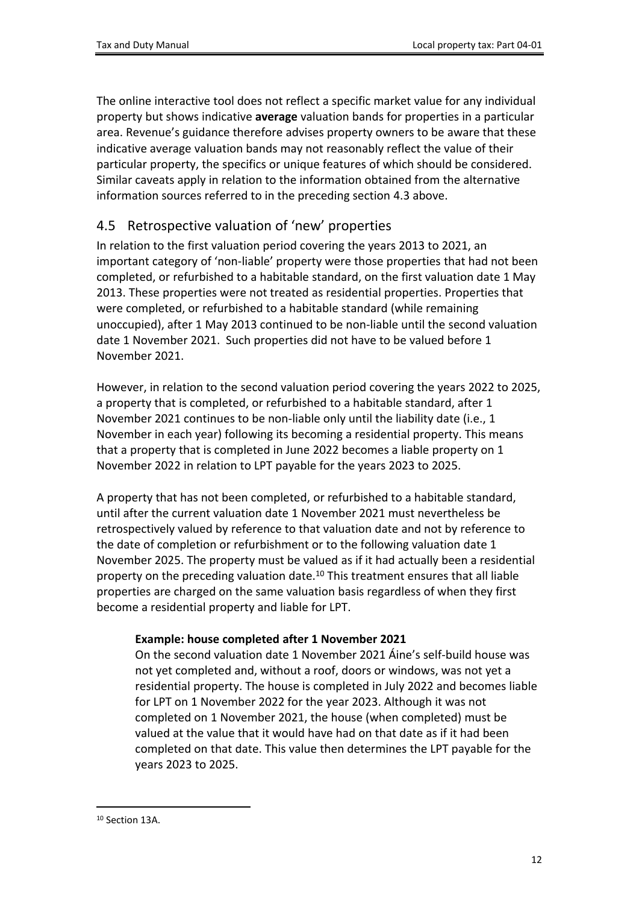The online interactive tool does not reflect a specific market value for any individual property but shows indicative **average** valuation bands for properties in a particular area. Revenue's guidance therefore advises property owners to be aware that these indicative average valuation bands may not reasonably reflect the value of their particular property, the specifics or unique features of which should be considered. Similar caveats apply in relation to the information obtained from the alternative information sources referred to in the preceding section 4.3 above.

## 4.5 Retrospective valuation of 'new' properties

In relation to the first valuation period covering the years 2013 to 2021, an important category of 'non-liable' property were those properties that had not been completed, or refurbished to a habitable standard, on the first valuation date 1 May 2013. These properties were not treated as residential properties. Properties that were completed, or refurbished to a habitable standard (while remaining unoccupied), after 1 May 2013 continued to be non-liable until the second valuation date 1 November 2021. Such properties did not have to be valued before 1 November 2021.

However, in relation to the second valuation period covering the years 2022 to 2025, a property that is completed, or refurbished to a habitable standard, after 1 November 2021 continues to be non-liable only until the liability date (i.e., 1 November in each year) following its becoming a residential property. This means that a property that is completed in June 2022 becomes a liable property on 1 November 2022 in relation to LPT payable for the years 2023 to 2025.

A property that has not been completed, or refurbished to a habitable standard, until after the current valuation date 1 November 2021 must nevertheless be retrospectively valued by reference to that valuation date and not by reference to the date of completion or refurbishment or to the following valuation date 1 November 2025. The property must be valued as if it had actually been a residential property on the preceding valuation date.[10] This treatment ensures that all liable properties are charged on the same valuation basis regardless of when they first become a residential property and liable for LPT.

> **Example: house completed after 1 November 2021**
>
> On the second valuation date 1 November 2021 Áine's self-build house was not yet completed and, without a roof, doors or windows, was not yet a residential property. The house is completed in July 2022 and becomes liable for LPT on 1 November 2022 for the year 2023. Although it was not completed on 1 November 2021, the house (when completed) must be valued at the value that it would have had on that date as if it had been completed on that date. This value then determines the LPT payable for the years 2023 to 2025.

[10] Section 13A.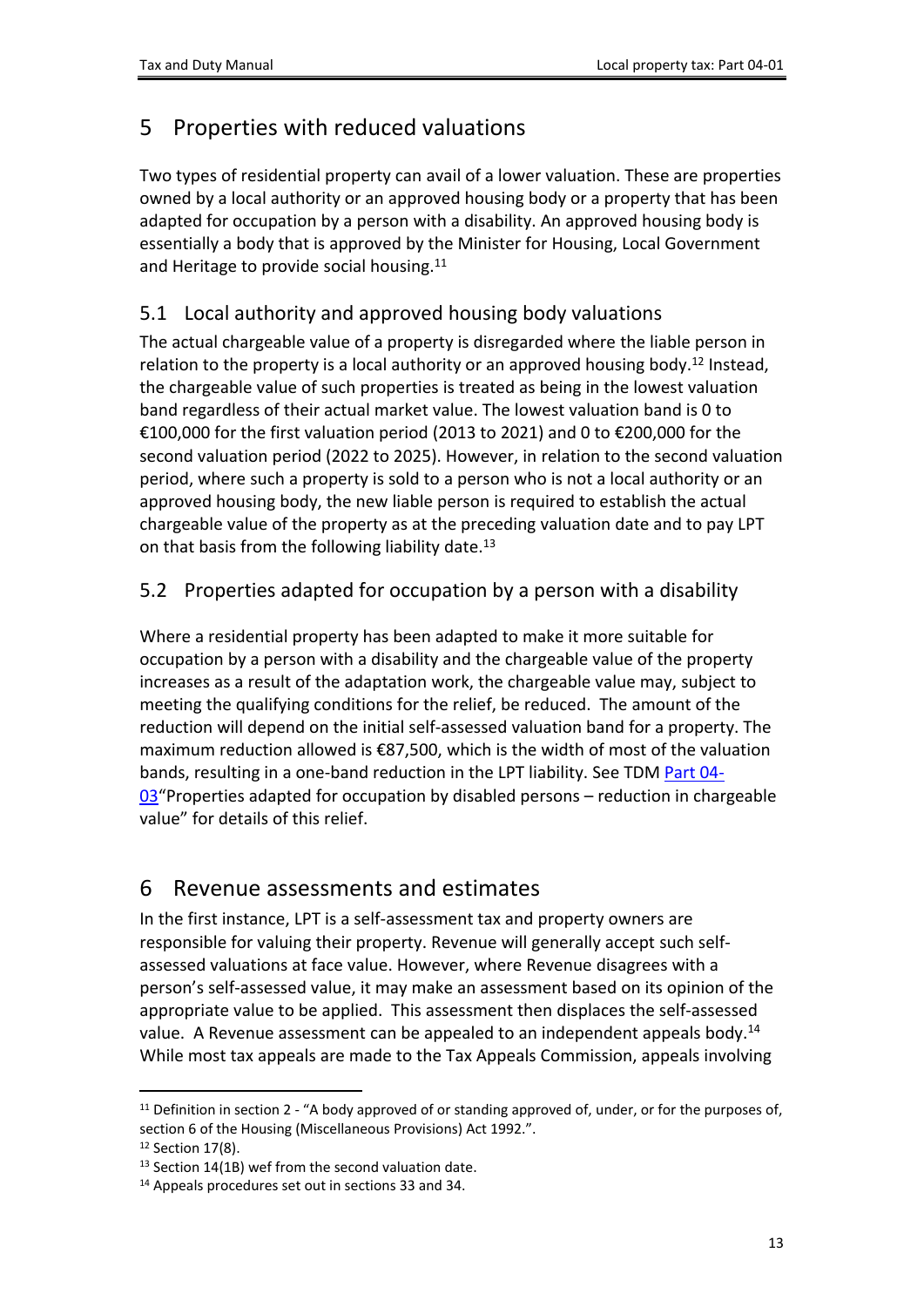## 5 Properties with reduced valuations

Two types of residential property can avail of a lower valuation. These are properties owned by a local authority or an approved housing body or a property that has been adapted for occupation by a person with a disability. An approved housing body is essentially a body that is approved by the Minister for Housing, Local Government and Heritage to provide social housing.[11]

### 5.1 Local authority and approved housing body valuations

The actual chargeable value of a property is disregarded where the liable person in relation to the property is a local authority or an approved housing body.[12] Instead, the chargeable value of such properties is treated as being in the lowest valuation band regardless of their actual market value. The lowest valuation band is 0 to €100,000 for the first valuation period (2013 to 2021) and 0 to €200,000 for the second valuation period (2022 to 2025). However, in relation to the second valuation period, where such a property is sold to a person who is not a local authority or an approved housing body, the new liable person is required to establish the actual chargeable value of the property as at the preceding valuation date and to pay LPT on that basis from the following liability date.[13]

### 5.2 Properties adapted for occupation by a person with a disability

Where a residential property has been adapted to make it more suitable for occupation by a person with a disability and the chargeable value of the property increases as a result of the adaptation work, the chargeable value may, subject to meeting the qualifying conditions for the relief, be reduced. The amount of the reduction will depend on the initial self-assessed valuation band for a property. The maximum reduction allowed is €87,500, which is the width of most of the valuation bands, resulting in a one-band reduction in the LPT liability. See TDM Part 04-03"Properties adapted for occupation by disabled persons – reduction in chargeable value" for details of this relief.

## 6 Revenue assessments and estimates

In the first instance, LPT is a self-assessment tax and property owners are responsible for valuing their property. Revenue will generally accept such self-assessed valuations at face value. However, where Revenue disagrees with a person's self-assessed value, it may make an assessment based on its opinion of the appropriate value to be applied. This assessment then displaces the self-assessed value. A Revenue assessment can be appealed to an independent appeals body.[14] While most tax appeals are made to the Tax Appeals Commission, appeals involving

---

[11] Definition in section 2 - "A body approved of or standing approved of, under, or for the purposes of, section 6 of the Housing (Miscellaneous Provisions) Act 1992.".

[12] Section 17(8).

[13] Section 14(1B) wef from the second valuation date.

[14] Appeals procedures set out in sections 33 and 34.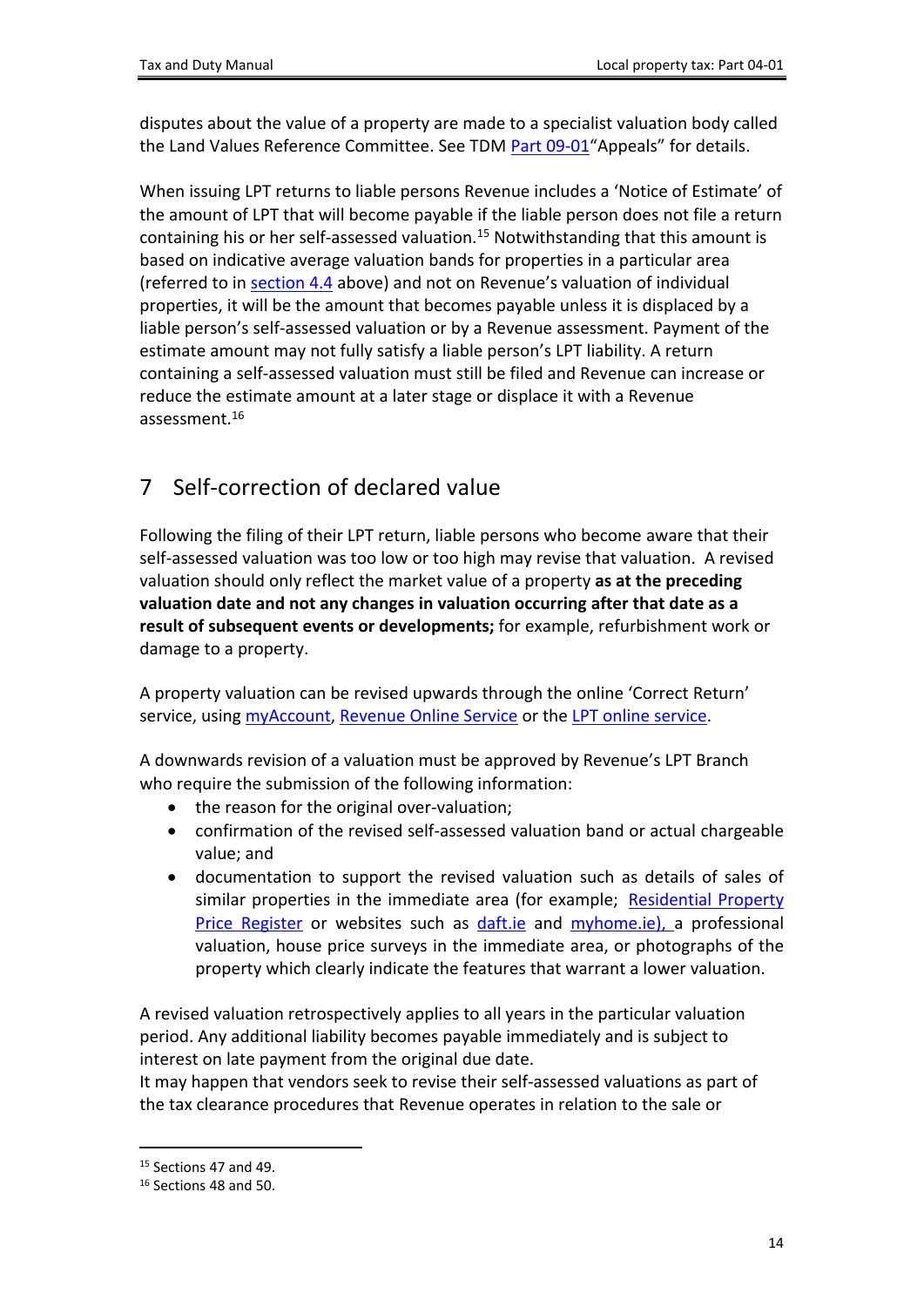disputes about the value of a property are made to a specialist valuation body called the Land Values Reference Committee. See TDM Part 09-01"Appeals" for details.

When issuing LPT returns to liable persons Revenue includes a 'Notice of Estimate' of the amount of LPT that will become payable if the liable person does not file a return containing his or her self-assessed valuation.[15] Notwithstanding that this amount is based on indicative average valuation bands for properties in a particular area (referred to in section 4.4 above) and not on Revenue's valuation of individual properties, it will be the amount that becomes payable unless it is displaced by a liable person's self-assessed valuation or by a Revenue assessment. Payment of the estimate amount may not fully satisfy a liable person's LPT liability. A return containing a self-assessed valuation must still be filed and Revenue can increase or reduce the estimate amount at a later stage or displace it with a Revenue assessment.[16]

# 7 Self-correction of declared value

Following the filing of their LPT return, liable persons who become aware that their self-assessed valuation was too low or too high may revise that valuation. A revised valuation should only reflect the market value of a property **as at the preceding valuation date and not any changes in valuation occurring after that date as a result of subsequent events or developments;** for example, refurbishment work or damage to a property.

A property valuation can be revised upwards through the online 'Correct Return' service, using myAccount, Revenue Online Service or the LPT online service.

A downwards revision of a valuation must be approved by Revenue's LPT Branch who require the submission of the following information:

- the reason for the original over-valuation;
- confirmation of the revised self-assessed valuation band or actual chargeable value; and
- documentation to support the revised valuation such as details of sales of similar properties in the immediate area (for example; Residential Property Price Register or websites such as daft.ie and myhome.ie), a professional valuation, house price surveys in the immediate area, or photographs of the property which clearly indicate the features that warrant a lower valuation.

A revised valuation retrospectively applies to all years in the particular valuation period. Any additional liability becomes payable immediately and is subject to interest on late payment from the original due date.
It may happen that vendors seek to revise their self-assessed valuations as part of the tax clearance procedures that Revenue operates in relation to the sale or

[15] Sections 47 and 49.
[16] Sections 48 and 50.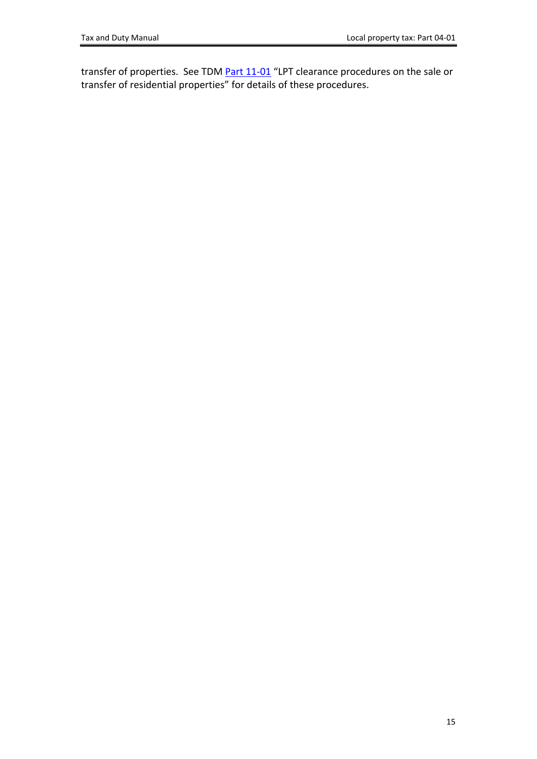transfer of properties. See TDM [Part 11-01](#) "LPT clearance procedures on the sale or transfer of residential properties" for details of these procedures.